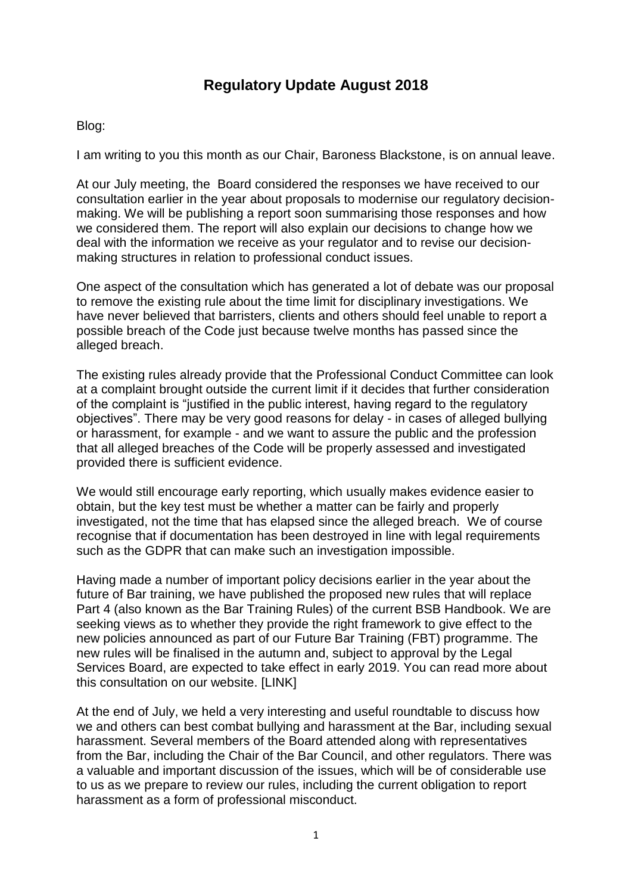# Regulatory Update August 2018

Blog:

I am writing to you this month as our Chair, Baroness Blackstone, is on annual leave.

At our July meeting, the Board considered the responses we have received to our consultation earlier in the year about proposals to modernise our regulatory decision-making. We will be publishing a report soon summarising those responses and how we considered them. The report will also explain our decisions to change how we deal with the information we receive as your regulator and to revise our decision-making structures in relation to professional conduct issues.

One aspect of the consultation which has generated a lot of debate was our proposal to remove the existing rule about the time limit for disciplinary investigations. We have never believed that barristers, clients and others should feel unable to report a possible breach of the Code just because twelve months has passed since the alleged breach.

The existing rules already provide that the Professional Conduct Committee can look at a complaint brought outside the current limit if it decides that further consideration of the complaint is "justified in the public interest, having regard to the regulatory objectives". There may be very good reasons for delay - in cases of alleged bullying or harassment, for example - and we want to assure the public and the profession that all alleged breaches of the Code will be properly assessed and investigated provided there is sufficient evidence.

We would still encourage early reporting, which usually makes evidence easier to obtain, but the key test must be whether a matter can be fairly and properly investigated, not the time that has elapsed since the alleged breach. We of course recognise that if documentation has been destroyed in line with legal requirements such as the GDPR that can make such an investigation impossible.

Having made a number of important policy decisions earlier in the year about the future of Bar training, we have published the proposed new rules that will replace Part 4 (also known as the Bar Training Rules) of the current BSB Handbook. We are seeking views as to whether they provide the right framework to give effect to the new policies announced as part of our Future Bar Training (FBT) programme. The new rules will be finalised in the autumn and, subject to approval by the Legal Services Board, are expected to take effect in early 2019. You can read more about this consultation on our website. [LINK]

At the end of July, we held a very interesting and useful roundtable to discuss how we and others can best combat bullying and harassment at the Bar, including sexual harassment. Several members of the Board attended along with representatives from the Bar, including the Chair of the Bar Council, and other regulators. There was a valuable and important discussion of the issues, which will be of considerable use to us as we prepare to review our rules, including the current obligation to report harassment as a form of professional misconduct.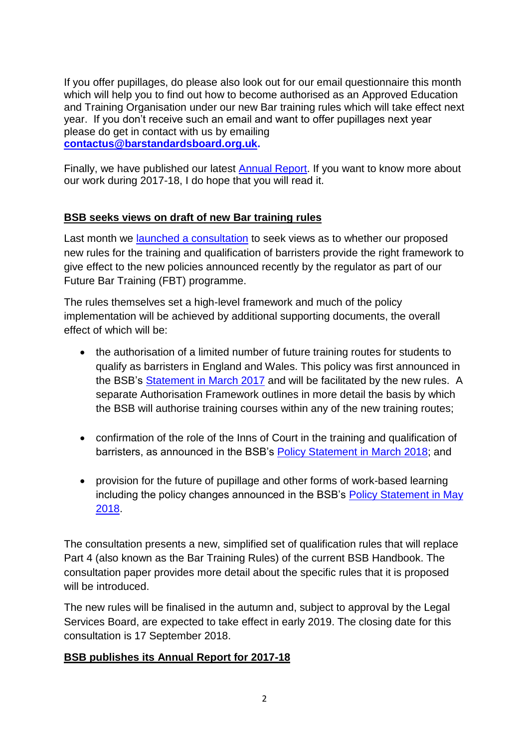If you offer pupillages, do please also look out for our email questionnaire this month which will help you to find out how to become authorised as an Approved Education and Training Organisation under our new Bar training rules which will take effect next year. If you don't receive such an email and want to offer pupillages next year please do get in contact with us by emailing **contactus@barstandardsboard.org.uk.**

Finally, we have published our latest Annual Report. If you want to know more about our work during 2017-18, I do hope that you will read it.

## BSB seeks views on draft of new Bar training rules

Last month we launched a consultation to seek views as to whether our proposed new rules for the training and qualification of barristers provide the right framework to give effect to the new policies announced recently by the regulator as part of our Future Bar Training (FBT) programme.

The rules themselves set a high-level framework and much of the policy implementation will be achieved by additional supporting documents, the overall effect of which will be:

- the authorisation of a limited number of future training routes for students to qualify as barristers in England and Wales. This policy was first announced in the BSB's Statement in March 2017 and will be facilitated by the new rules. A separate Authorisation Framework outlines in more detail the basis by which the BSB will authorise training courses within any of the new training routes;
- confirmation of the role of the Inns of Court in the training and qualification of barristers, as announced in the BSB's Policy Statement in March 2018; and
- provision for the future of pupillage and other forms of work-based learning including the policy changes announced in the BSB's Policy Statement in May 2018.

The consultation presents a new, simplified set of qualification rules that will replace Part 4 (also known as the Bar Training Rules) of the current BSB Handbook. The consultation paper provides more detail about the specific rules that it is proposed will be introduced.

The new rules will be finalised in the autumn and, subject to approval by the Legal Services Board, are expected to take effect in early 2019. The closing date for this consultation is 17 September 2018.

## BSB publishes its Annual Report for 2017-18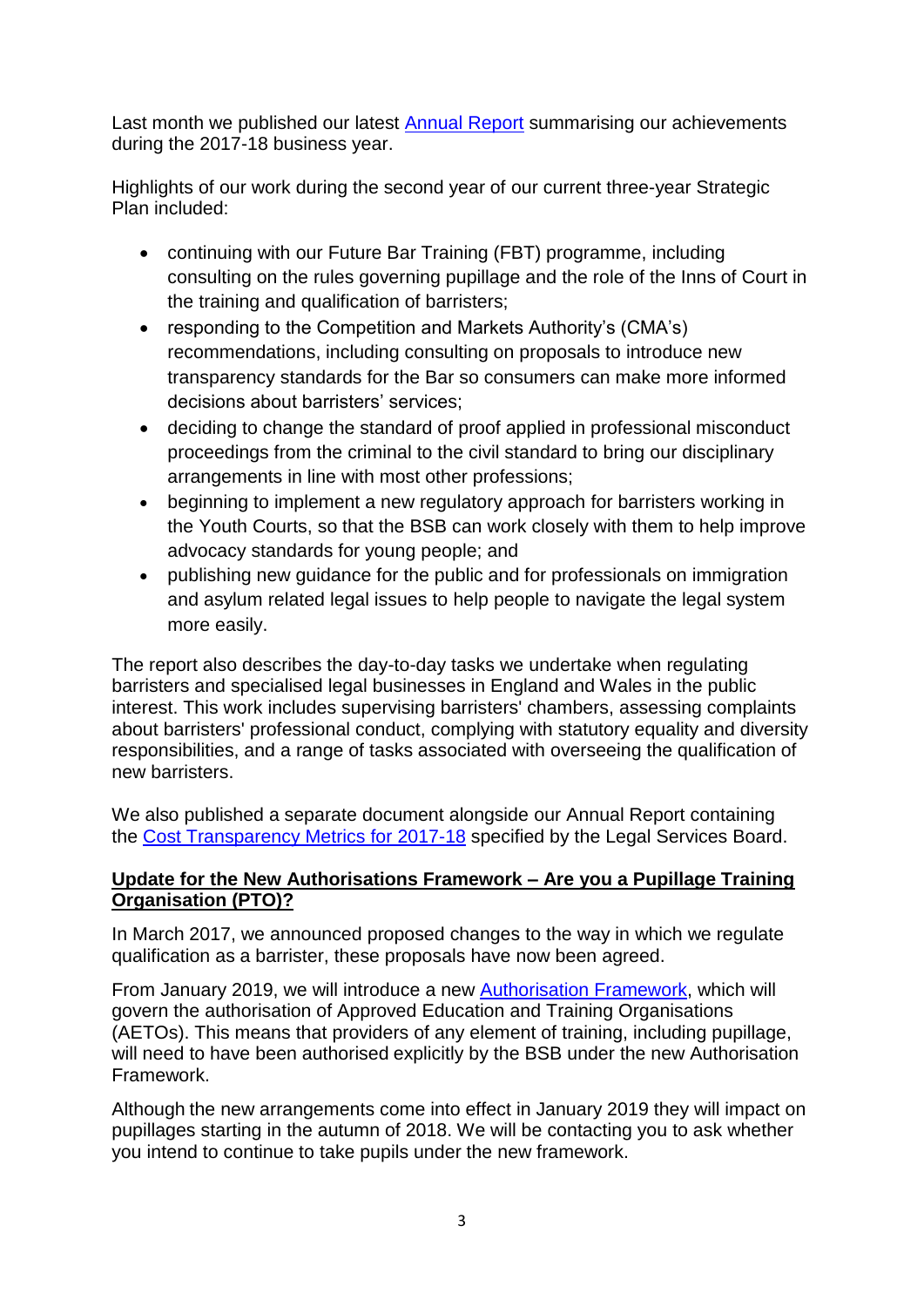Last month we published our latest [Annual Report](#) summarising our achievements during the 2017-18 business year.

Highlights of our work during the second year of our current three-year Strategic Plan included:

- continuing with our Future Bar Training (FBT) programme, including consulting on the rules governing pupillage and the role of the Inns of Court in the training and qualification of barristers;
- responding to the Competition and Markets Authority's (CMA's) recommendations, including consulting on proposals to introduce new transparency standards for the Bar so consumers can make more informed decisions about barristers' services;
- deciding to change the standard of proof applied in professional misconduct proceedings from the criminal to the civil standard to bring our disciplinary arrangements in line with most other professions;
- beginning to implement a new regulatory approach for barristers working in the Youth Courts, so that the BSB can work closely with them to help improve advocacy standards for young people; and
- publishing new guidance for the public and for professionals on immigration and asylum related legal issues to help people to navigate the legal system more easily.

The report also describes the day-to-day tasks we undertake when regulating barristers and specialised legal businesses in England and Wales in the public interest. This work includes supervising barristers' chambers, assessing complaints about barristers' professional conduct, complying with statutory equality and diversity responsibilities, and a range of tasks associated with overseeing the qualification of new barristers.

We also published a separate document alongside our Annual Report containing the [Cost Transparency Metrics for 2017-18](#) specified by the Legal Services Board.

## Update for the New Authorisations Framework – Are you a Pupillage Training Organisation (PTO)?

In March 2017, we announced proposed changes to the way in which we regulate qualification as a barrister, these proposals have now been agreed.

From January 2019, we will introduce a new [Authorisation Framework](#), which will govern the authorisation of Approved Education and Training Organisations (AETOs). This means that providers of any element of training, including pupillage, will need to have been authorised explicitly by the BSB under the new Authorisation Framework.

Although the new arrangements come into effect in January 2019 they will impact on pupillages starting in the autumn of 2018. We will be contacting you to ask whether you intend to continue to take pupils under the new framework.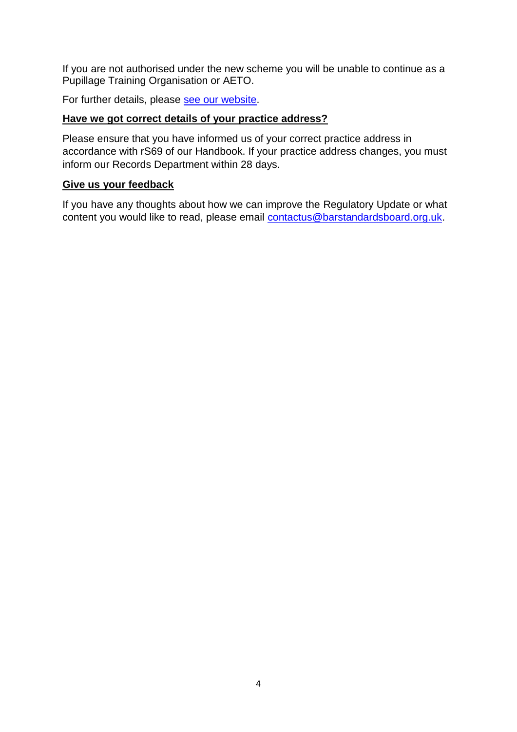If you are not authorised under the new scheme you will be unable to continue as a Pupillage Training Organisation or AETO.

For further details, please see our website.

**Have we got correct details of your practice address?**

Please ensure that you have informed us of your correct practice address in accordance with rS69 of our Handbook. If your practice address changes, you must inform our Records Department within 28 days.

**Give us your feedback**

If you have any thoughts about how we can improve the Regulatory Update or what content you would like to read, please email contactus@barstandardsboard.org.uk.